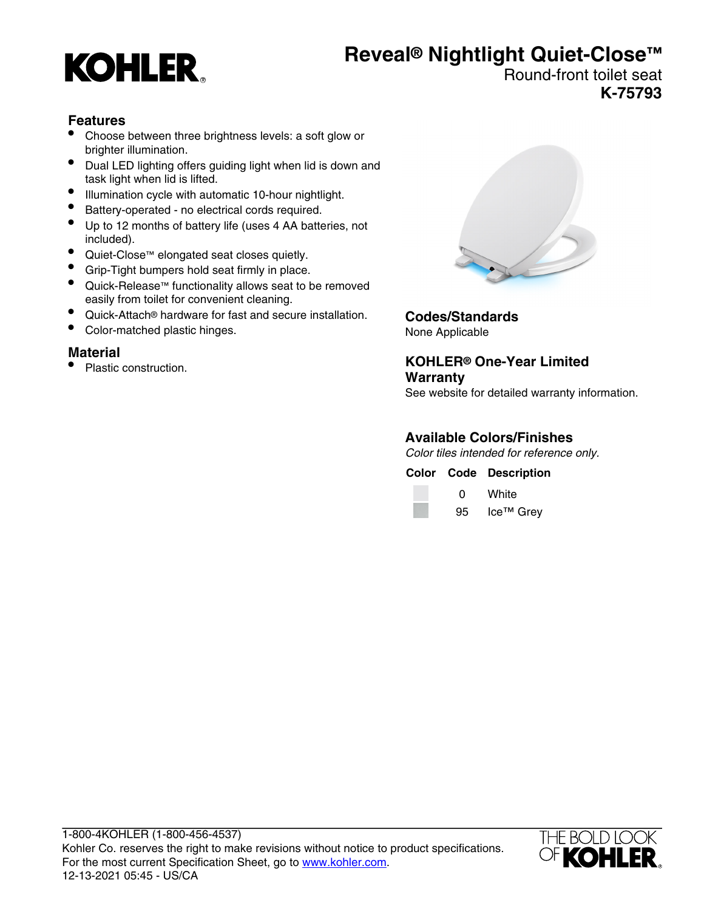# Reveal® Nightlight Quiet-Close™

Round-front toilet seat

**K-75793**

## Features

- Choose between three brightness levels: a soft glow or brighter illumination.
- Dual LED lighting offers guiding light when lid is down and task light when lid is lifted.
- Illumination cycle with automatic 10-hour nightlight.
- Battery-operated - no electrical cords required.
- Up to 12 months of battery life (uses 4 AA batteries, not included).
- Quiet-Close™ elongated seat closes quietly.
- Grip-Tight bumpers hold seat firmly in place.
- Quick-Release™ functionality allows seat to be removed easily from toilet for convenient cleaning.
- Quick-Attach® hardware for fast and secure installation.
- Color-matched plastic hinges.

## Material

- Plastic construction.

## Codes/Standards

None Applicable

## KOHLER® One-Year Limited Warranty

See website for detailed warranty information.

## Available Colors/Finishes

*Color tiles intended for reference only.*

| Color | Code | Description |
|---|---|---|
| | 0 | White |
| | 95 | Ice™ Grey |

1-800-4KOHLER (1-800-456-4537)
Kohler Co. reserves the right to make revisions without notice to product specifications.
For the most current Specification Sheet, go to www.kohler.com.
12-13-2021 05:45 - US/CA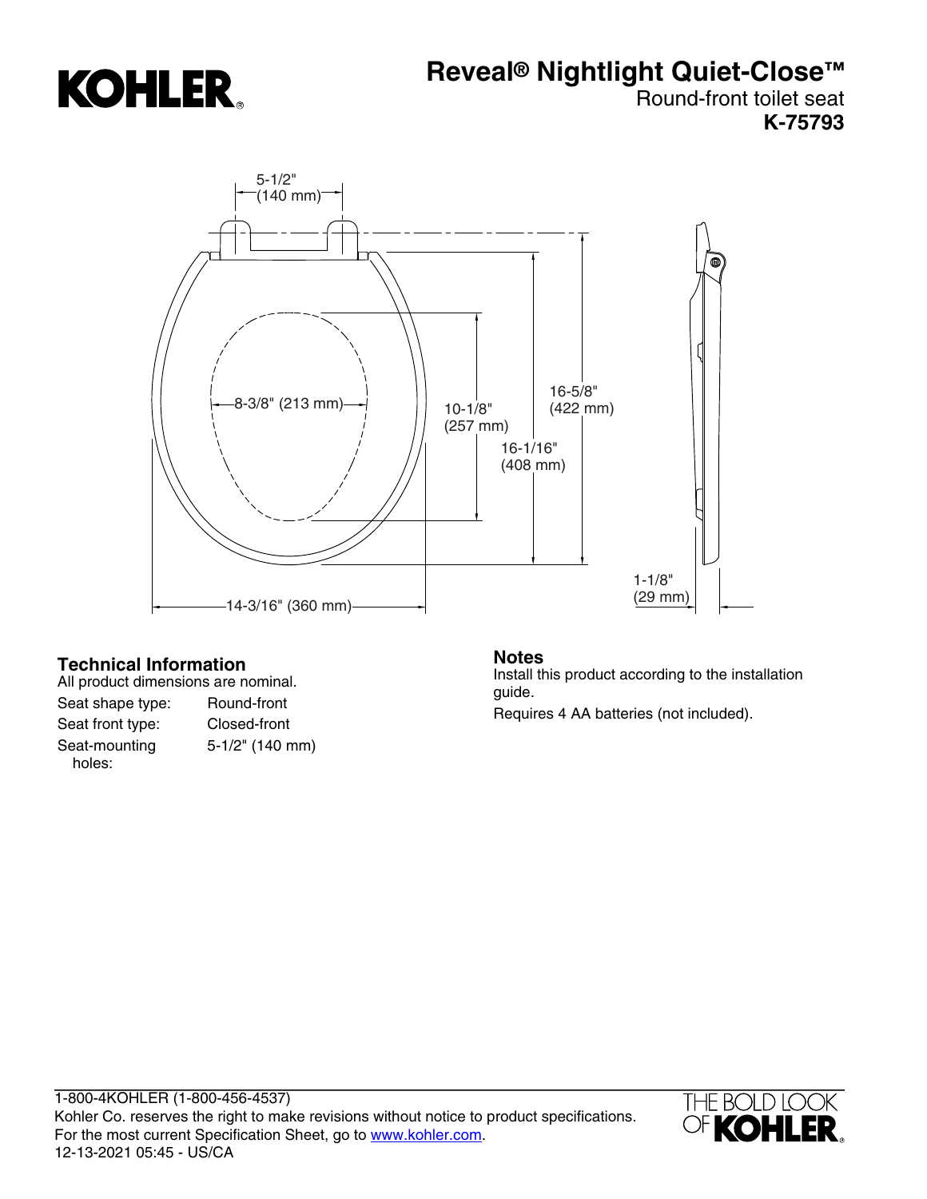# KOHLER

## Reveal® Nightlight Quiet-Close™

Round-front toilet seat

**K-75793**

5-1/2" (140 mm)

8-3/8" (213 mm)

10-1/8" (257 mm)

16-5/8" (422 mm)

16-1/16" (408 mm)

14-3/16" (360 mm)

1-1/8" (29 mm)

### Technical Information

All product dimensions are nominal.

| | |
|---|---|
| Seat shape type: | Round-front |
| Seat front type: | Closed-front |
| Seat-mounting holes: | 5-1/2" (140 mm) |

### Notes

Install this product according to the installation guide.

Requires 4 AA batteries (not included).

1-800-4KOHLER (1-800-456-4537)

Kohler Co. reserves the right to make revisions without notice to product specifications.

For the most current Specification Sheet, go to www.kohler.com.

12-13-2021 05:45 - US/CA

THE BOLD LOOK OF KOHLER.